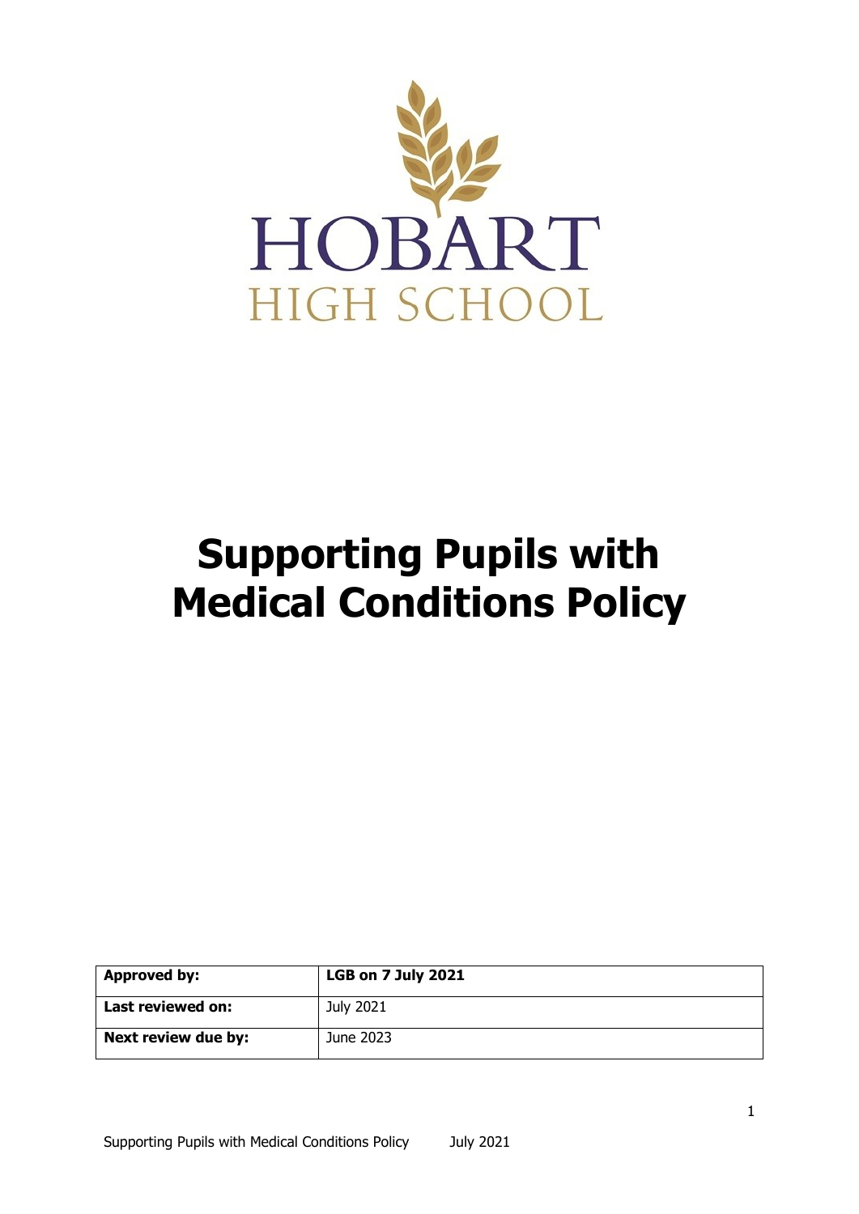HOBART

HIGH SCHOOL

# Supporting Pupils with Medical Conditions Policy

| **Approved by:** | **LGB on 7 July 2021** |
|---|---|
| **Last reviewed on:** | July 2021 |
| **Next review due by:** | June 2023 |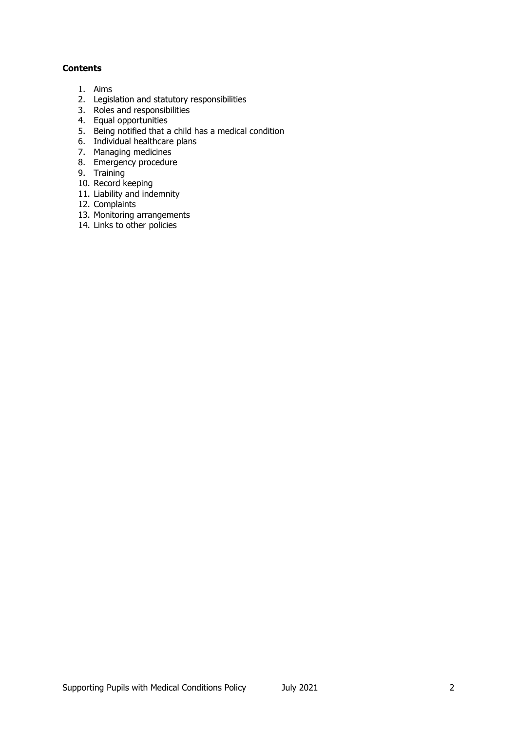**Contents**

1. Aims
2. Legislation and statutory responsibilities
3. Roles and responsibilities
4. Equal opportunities
5. Being notified that a child has a medical condition
6. Individual healthcare plans
7. Managing medicines
8. Emergency procedure
9. Training
10. Record keeping
11. Liability and indemnity
12. Complaints
13. Monitoring arrangements
14. Links to other policies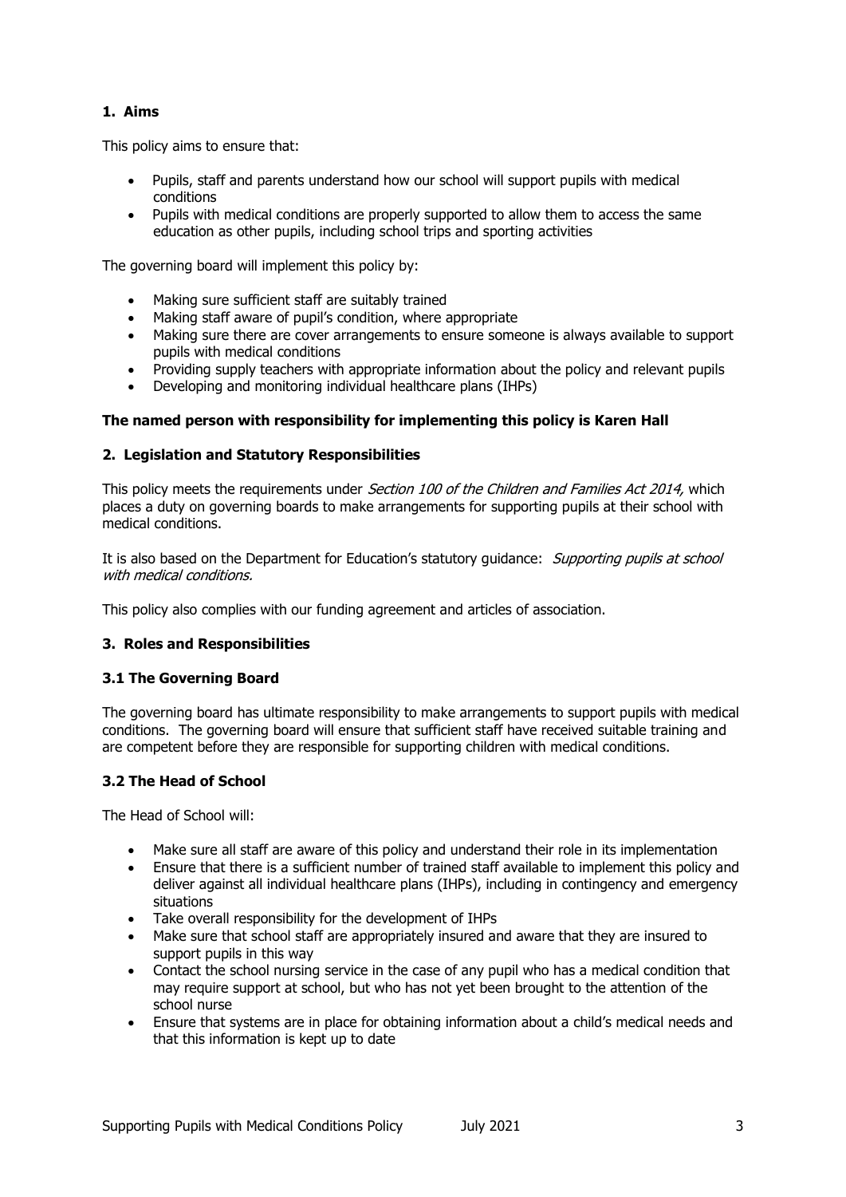## 1. Aims

This policy aims to ensure that:

- Pupils, staff and parents understand how our school will support pupils with medical conditions
- Pupils with medical conditions are properly supported to allow them to access the same education as other pupils, including school trips and sporting activities

The governing board will implement this policy by:

- Making sure sufficient staff are suitably trained
- Making staff aware of pupil's condition, where appropriate
- Making sure there are cover arrangements to ensure someone is always available to support pupils with medical conditions
- Providing supply teachers with appropriate information about the policy and relevant pupils
- Developing and monitoring individual healthcare plans (IHPs)

**The named person with responsibility for implementing this policy is Karen Hall**

## 2. Legislation and Statutory Responsibilities

This policy meets the requirements under *Section 100 of the Children and Families Act 2014,* which places a duty on governing boards to make arrangements for supporting pupils at their school with medical conditions.

It is also based on the Department for Education's statutory guidance: *Supporting pupils at school with medical conditions.*

This policy also complies with our funding agreement and articles of association.

## 3. Roles and Responsibilities

### 3.1 The Governing Board

The governing board has ultimate responsibility to make arrangements to support pupils with medical conditions. The governing board will ensure that sufficient staff have received suitable training and are competent before they are responsible for supporting children with medical conditions.

### 3.2 The Head of School

The Head of School will:

- Make sure all staff are aware of this policy and understand their role in its implementation
- Ensure that there is a sufficient number of trained staff available to implement this policy and deliver against all individual healthcare plans (IHPs), including in contingency and emergency situations
- Take overall responsibility for the development of IHPs
- Make sure that school staff are appropriately insured and aware that they are insured to support pupils in this way
- Contact the school nursing service in the case of any pupil who has a medical condition that may require support at school, but who has not yet been brought to the attention of the school nurse
- Ensure that systems are in place for obtaining information about a child's medical needs and that this information is kept up to date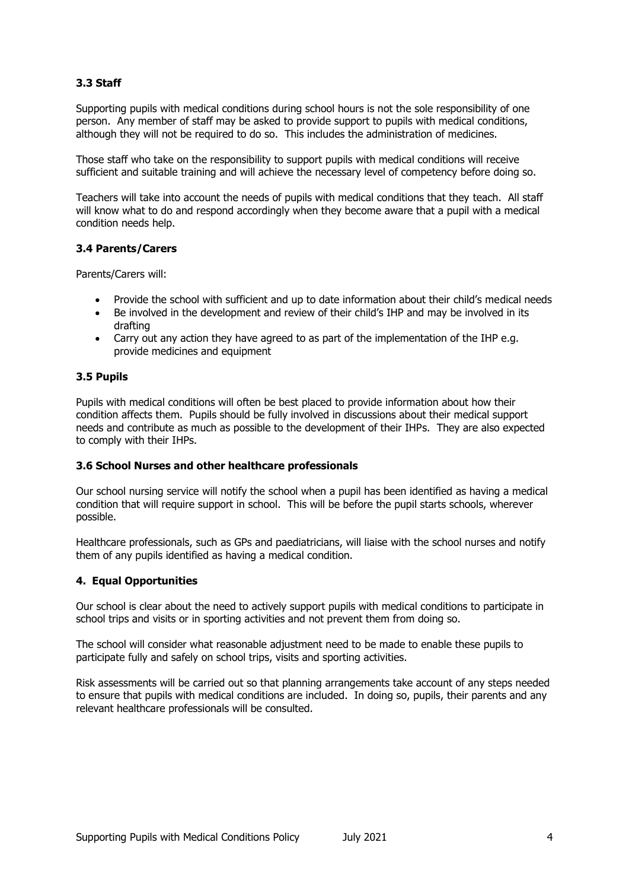### 3.3 Staff

Supporting pupils with medical conditions during school hours is not the sole responsibility of one person. Any member of staff may be asked to provide support to pupils with medical conditions, although they will not be required to do so. This includes the administration of medicines.

Those staff who take on the responsibility to support pupils with medical conditions will receive sufficient and suitable training and will achieve the necessary level of competency before doing so.

Teachers will take into account the needs of pupils with medical conditions that they teach. All staff will know what to do and respond accordingly when they become aware that a pupil with a medical condition needs help.

### 3.4 Parents/Carers

Parents/Carers will:

- Provide the school with sufficient and up to date information about their child's medical needs
- Be involved in the development and review of their child's IHP and may be involved in its drafting
- Carry out any action they have agreed to as part of the implementation of the IHP e.g. provide medicines and equipment

### 3.5 Pupils

Pupils with medical conditions will often be best placed to provide information about how their condition affects them. Pupils should be fully involved in discussions about their medical support needs and contribute as much as possible to the development of their IHPs. They are also expected to comply with their IHPs.

### 3.6 School Nurses and other healthcare professionals

Our school nursing service will notify the school when a pupil has been identified as having a medical condition that will require support in school. This will be before the pupil starts schools, wherever possible.

Healthcare professionals, such as GPs and paediatricians, will liaise with the school nurses and notify them of any pupils identified as having a medical condition.

## 4. Equal Opportunities

Our school is clear about the need to actively support pupils with medical conditions to participate in school trips and visits or in sporting activities and not prevent them from doing so.

The school will consider what reasonable adjustment need to be made to enable these pupils to participate fully and safely on school trips, visits and sporting activities.

Risk assessments will be carried out so that planning arrangements take account of any steps needed to ensure that pupils with medical conditions are included. In doing so, pupils, their parents and any relevant healthcare professionals will be consulted.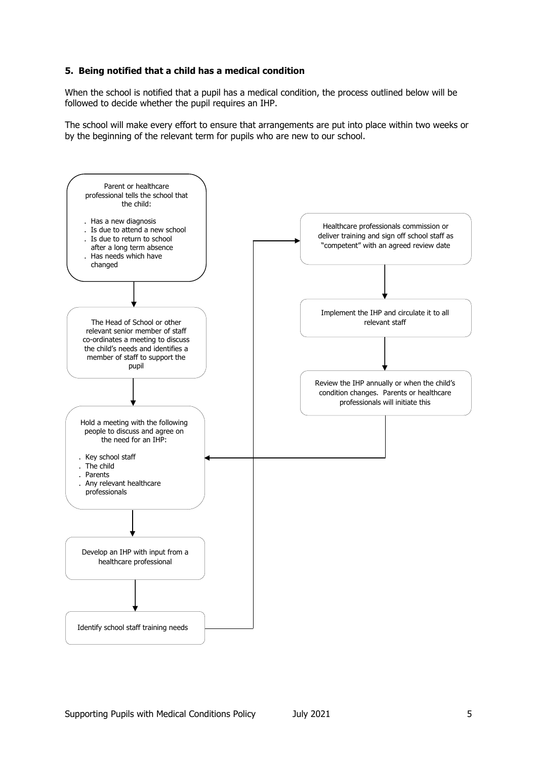## 5. Being notified that a child has a medical condition

When the school is notified that a pupil has a medical condition, the process outlined below will be followed to decide whether the pupil requires an IHP.

The school will make every effort to ensure that arrangements are put into place within two weeks or by the beginning of the relevant term for pupils who are new to our school.

Parent or healthcare professional tells the school that the child:

- Has a new diagnosis
- Is due to attend a new school
- Is due to return to school after a long term absence
- Has needs which have changed

↓

The Head of School or other relevant senior member of staff co-ordinates a meeting to discuss the child's needs and identifies a member of staff to support the pupil

↓

Hold a meeting with the following people to discuss and agree on the need for an IHP:

- Key school staff
- The child
- Parents
- Any relevant healthcare professionals

↓

Develop an IHP with input from a healthcare professional

↓

Identify school staff training needs

→

Healthcare professionals commission or deliver training and sign off school staff as "competent" with an agreed review date

↓

Implement the IHP and circulate it to all relevant staff

↓

Review the IHP annually or when the child's condition changes. Parents or healthcare professionals will initiate this

→ (returns to "Hold a meeting with the following people to discuss and agree on the need for an IHP")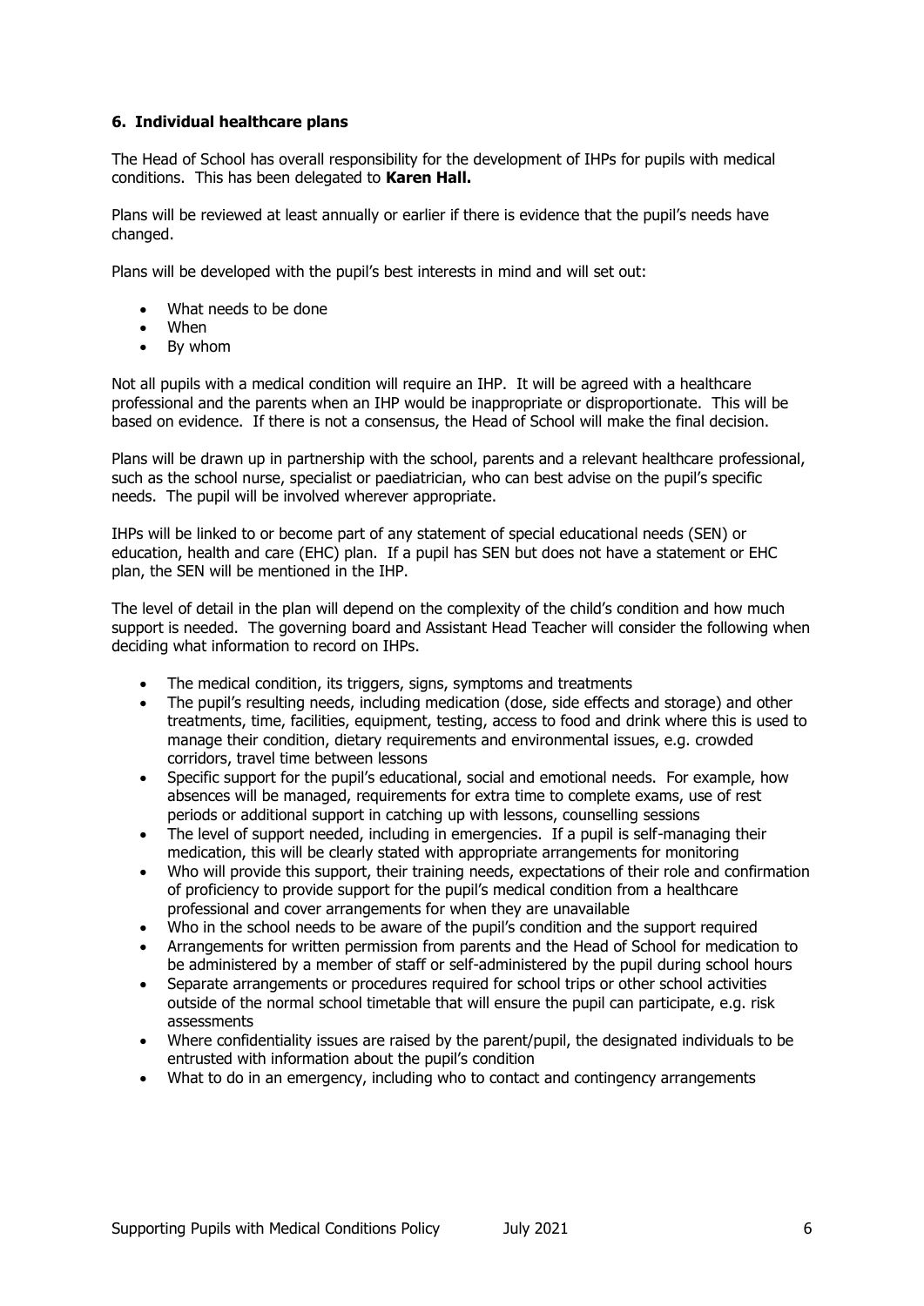### **6. Individual healthcare plans**

The Head of School has overall responsibility for the development of IHPs for pupils with medical conditions. This has been delegated to **Karen Hall.**

Plans will be reviewed at least annually or earlier if there is evidence that the pupil's needs have changed.

Plans will be developed with the pupil's best interests in mind and will set out:

- What needs to be done
- When
- By whom

Not all pupils with a medical condition will require an IHP. It will be agreed with a healthcare professional and the parents when an IHP would be inappropriate or disproportionate. This will be based on evidence. If there is not a consensus, the Head of School will make the final decision.

Plans will be drawn up in partnership with the school, parents and a relevant healthcare professional, such as the school nurse, specialist or paediatrician, who can best advise on the pupil's specific needs. The pupil will be involved wherever appropriate.

IHPs will be linked to or become part of any statement of special educational needs (SEN) or education, health and care (EHC) plan. If a pupil has SEN but does not have a statement or EHC plan, the SEN will be mentioned in the IHP.

The level of detail in the plan will depend on the complexity of the child's condition and how much support is needed. The governing board and Assistant Head Teacher will consider the following when deciding what information to record on IHPs.

- The medical condition, its triggers, signs, symptoms and treatments
- The pupil's resulting needs, including medication (dose, side effects and storage) and other treatments, time, facilities, equipment, testing, access to food and drink where this is used to manage their condition, dietary requirements and environmental issues, e.g. crowded corridors, travel time between lessons
- Specific support for the pupil's educational, social and emotional needs. For example, how absences will be managed, requirements for extra time to complete exams, use of rest periods or additional support in catching up with lessons, counselling sessions
- The level of support needed, including in emergencies. If a pupil is self-managing their medication, this will be clearly stated with appropriate arrangements for monitoring
- Who will provide this support, their training needs, expectations of their role and confirmation of proficiency to provide support for the pupil's medical condition from a healthcare professional and cover arrangements for when they are unavailable
- Who in the school needs to be aware of the pupil's condition and the support required
- Arrangements for written permission from parents and the Head of School for medication to be administered by a member of staff or self-administered by the pupil during school hours
- Separate arrangements or procedures required for school trips or other school activities outside of the normal school timetable that will ensure the pupil can participate, e.g. risk assessments
- Where confidentiality issues are raised by the parent/pupil, the designated individuals to be entrusted with information about the pupil's condition
- What to do in an emergency, including who to contact and contingency arrangements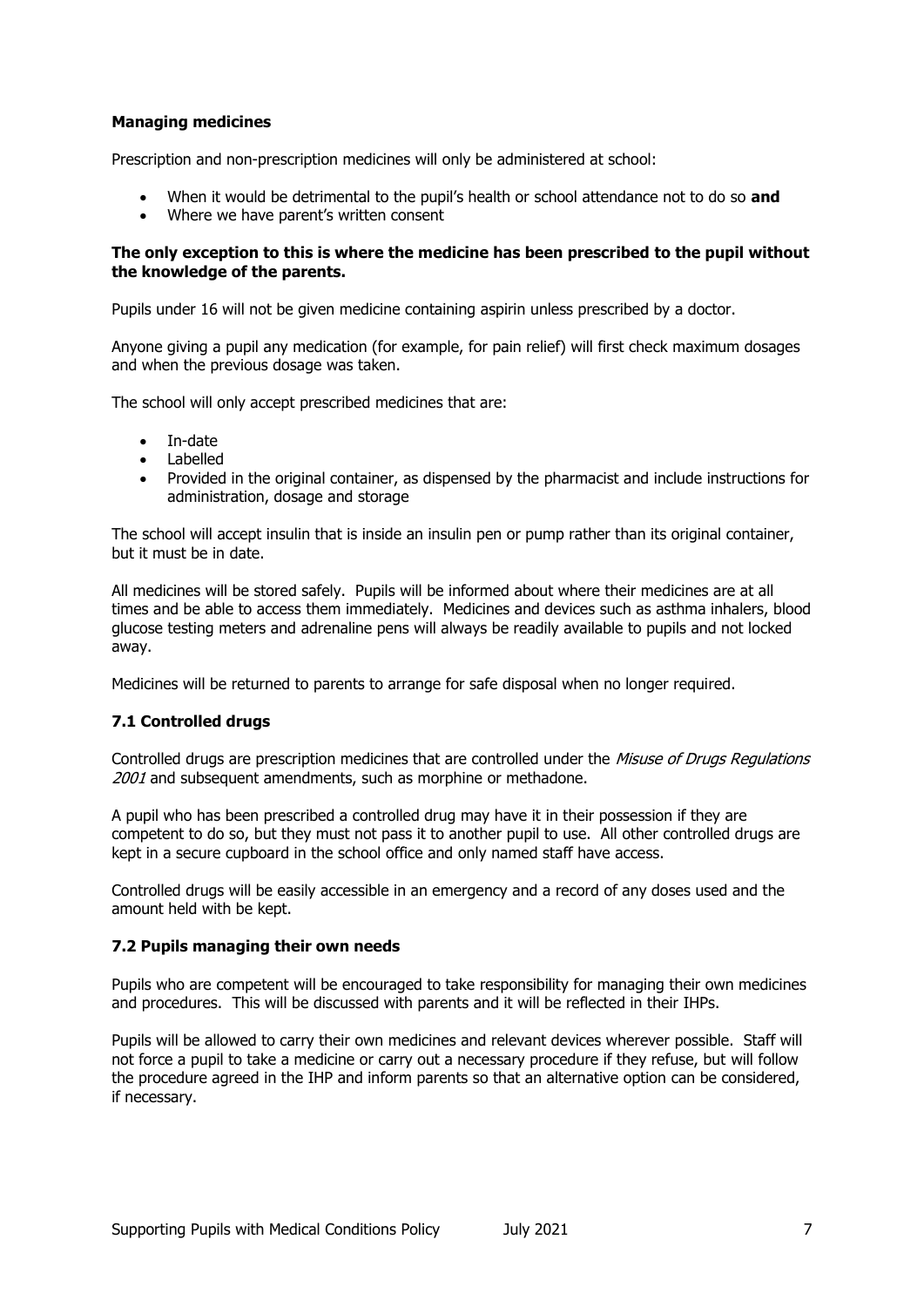### Managing medicines

Prescription and non-prescription medicines will only be administered at school:

- When it would be detrimental to the pupil's health or school attendance not to do so **and**
- Where we have parent's written consent

**The only exception to this is where the medicine has been prescribed to the pupil without the knowledge of the parents.**

Pupils under 16 will not be given medicine containing aspirin unless prescribed by a doctor.

Anyone giving a pupil any medication (for example, for pain relief) will first check maximum dosages and when the previous dosage was taken.

The school will only accept prescribed medicines that are:

- In-date
- Labelled
- Provided in the original container, as dispensed by the pharmacist and include instructions for administration, dosage and storage

The school will accept insulin that is inside an insulin pen or pump rather than its original container, but it must be in date.

All medicines will be stored safely. Pupils will be informed about where their medicines are at all times and be able to access them immediately. Medicines and devices such as asthma inhalers, blood glucose testing meters and adrenaline pens will always be readily available to pupils and not locked away.

Medicines will be returned to parents to arrange for safe disposal when no longer required.

### 7.1 Controlled drugs

Controlled drugs are prescription medicines that are controlled under the *Misuse of Drugs Regulations 2001* and subsequent amendments, such as morphine or methadone.

A pupil who has been prescribed a controlled drug may have it in their possession if they are competent to do so, but they must not pass it to another pupil to use. All other controlled drugs are kept in a secure cupboard in the school office and only named staff have access.

Controlled drugs will be easily accessible in an emergency and a record of any doses used and the amount held with be kept.

### 7.2 Pupils managing their own needs

Pupils who are competent will be encouraged to take responsibility for managing their own medicines and procedures. This will be discussed with parents and it will be reflected in their IHPs.

Pupils will be allowed to carry their own medicines and relevant devices wherever possible. Staff will not force a pupil to take a medicine or carry out a necessary procedure if they refuse, but will follow the procedure agreed in the IHP and inform parents so that an alternative option can be considered, if necessary.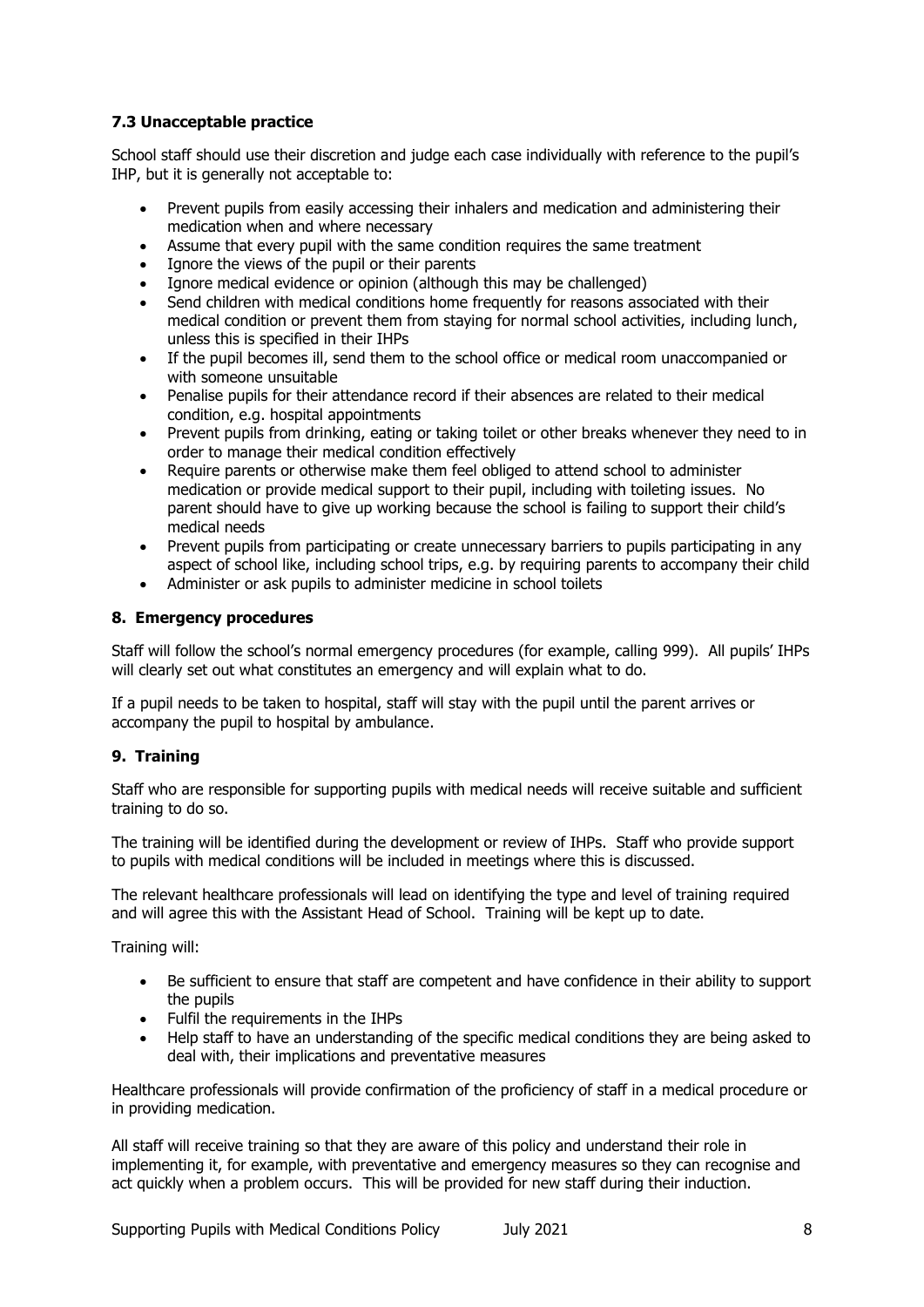### 7.3 Unacceptable practice

School staff should use their discretion and judge each case individually with reference to the pupil's IHP, but it is generally not acceptable to:

- Prevent pupils from easily accessing their inhalers and medication and administering their medication when and where necessary
- Assume that every pupil with the same condition requires the same treatment
- Ignore the views of the pupil or their parents
- Ignore medical evidence or opinion (although this may be challenged)
- Send children with medical conditions home frequently for reasons associated with their medical condition or prevent them from staying for normal school activities, including lunch, unless this is specified in their IHPs
- If the pupil becomes ill, send them to the school office or medical room unaccompanied or with someone unsuitable
- Penalise pupils for their attendance record if their absences are related to their medical condition, e.g. hospital appointments
- Prevent pupils from drinking, eating or taking toilet or other breaks whenever they need to in order to manage their medical condition effectively
- Require parents or otherwise make them feel obliged to attend school to administer medication or provide medical support to their pupil, including with toileting issues. No parent should have to give up working because the school is failing to support their child's medical needs
- Prevent pupils from participating or create unnecessary barriers to pupils participating in any aspect of school like, including school trips, e.g. by requiring parents to accompany their child
- Administer or ask pupils to administer medicine in school toilets

## 8. Emergency procedures

Staff will follow the school's normal emergency procedures (for example, calling 999). All pupils' IHPs will clearly set out what constitutes an emergency and will explain what to do.

If a pupil needs to be taken to hospital, staff will stay with the pupil until the parent arrives or accompany the pupil to hospital by ambulance.

## 9. Training

Staff who are responsible for supporting pupils with medical needs will receive suitable and sufficient training to do so.

The training will be identified during the development or review of IHPs. Staff who provide support to pupils with medical conditions will be included in meetings where this is discussed.

The relevant healthcare professionals will lead on identifying the type and level of training required and will agree this with the Assistant Head of School. Training will be kept up to date.

Training will:

- Be sufficient to ensure that staff are competent and have confidence in their ability to support the pupils
- Fulfil the requirements in the IHPs
- Help staff to have an understanding of the specific medical conditions they are being asked to deal with, their implications and preventative measures

Healthcare professionals will provide confirmation of the proficiency of staff in a medical procedure or in providing medication.

All staff will receive training so that they are aware of this policy and understand their role in implementing it, for example, with preventative and emergency measures so they can recognise and act quickly when a problem occurs. This will be provided for new staff during their induction.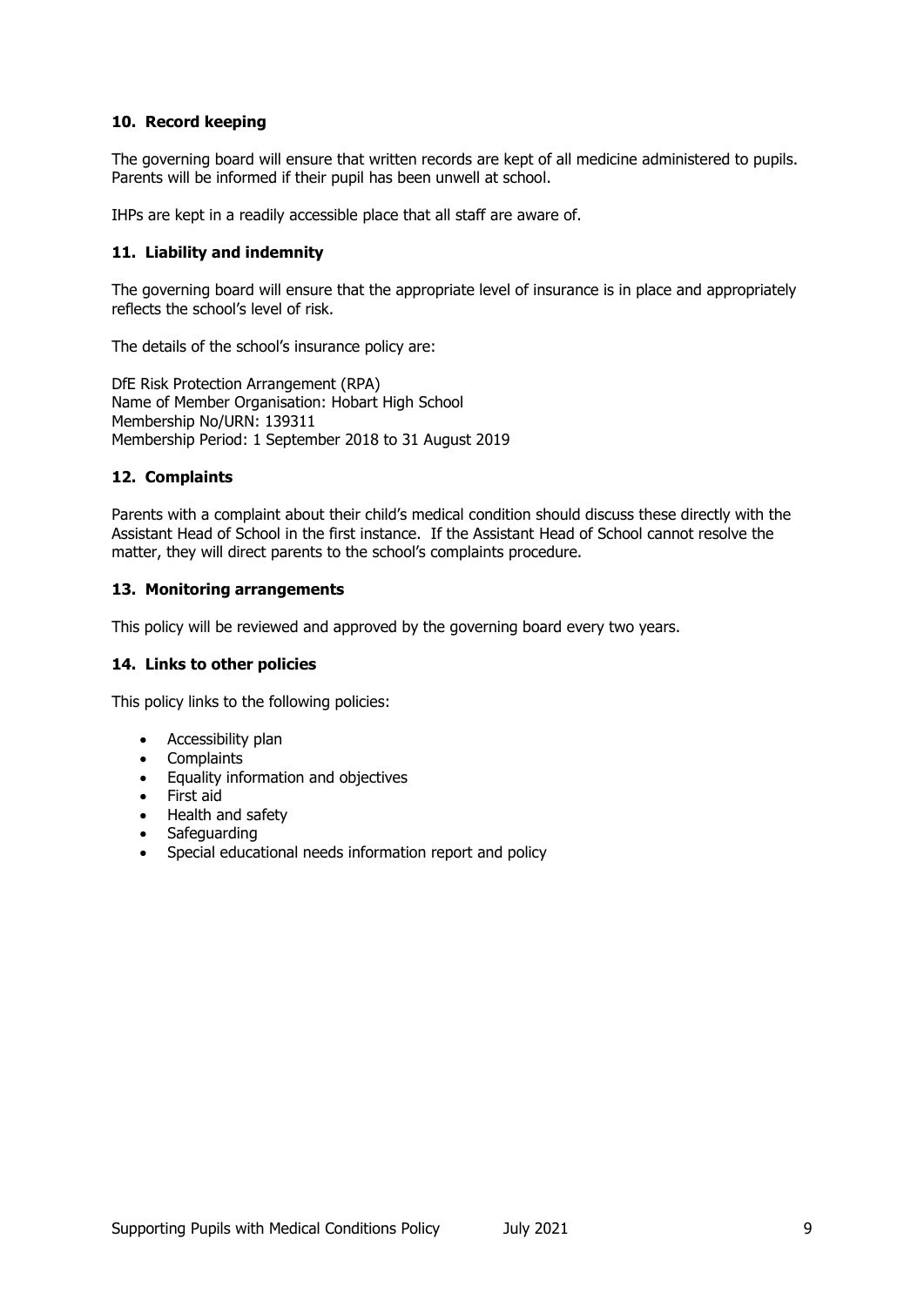## 10. Record keeping

The governing board will ensure that written records are kept of all medicine administered to pupils. Parents will be informed if their pupil has been unwell at school.

IHPs are kept in a readily accessible place that all staff are aware of.

## 11. Liability and indemnity

The governing board will ensure that the appropriate level of insurance is in place and appropriately reflects the school's level of risk.

The details of the school's insurance policy are:

DfE Risk Protection Arrangement (RPA)
Name of Member Organisation: Hobart High School
Membership No/URN: 139311
Membership Period: 1 September 2018 to 31 August 2019

## 12. Complaints

Parents with a complaint about their child's medical condition should discuss these directly with the Assistant Head of School in the first instance. If the Assistant Head of School cannot resolve the matter, they will direct parents to the school's complaints procedure.

## 13. Monitoring arrangements

This policy will be reviewed and approved by the governing board every two years.

## 14. Links to other policies

This policy links to the following policies:

- Accessibility plan
- Complaints
- Equality information and objectives
- First aid
- Health and safety
- Safeguarding
- Special educational needs information report and policy